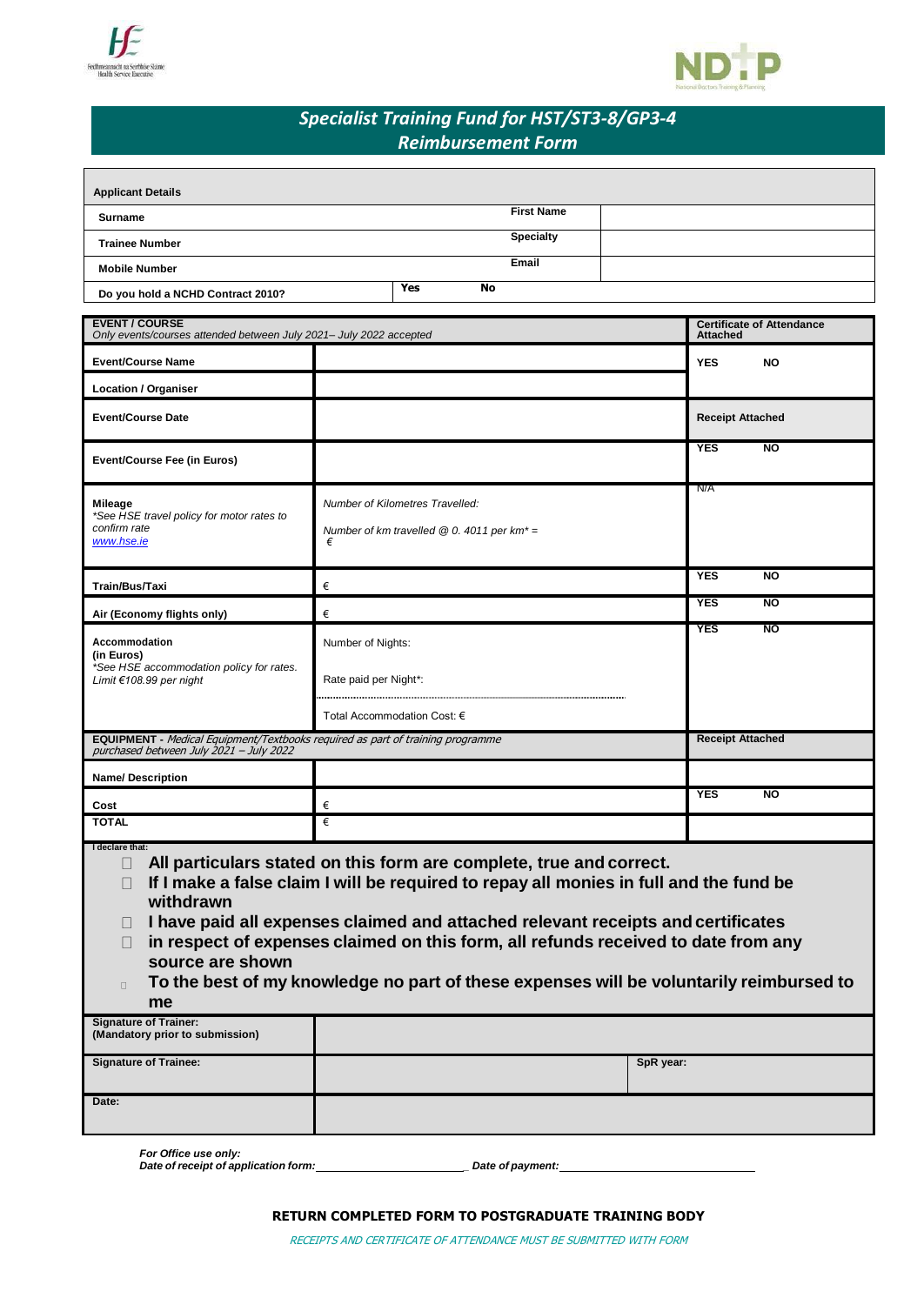# Specialist Training Fund for HST/ST3-8/GP3-4 Reimbursement Form

| Applicant Details | | | |
|---|---|---|---|
| **Surname** | | **First Name** | |
| **Trainee Number** | | **Specialty** | |
| **Mobile Number** | | **Email** | |
| **Do you hold a NCHD Contract 2010?** | **Yes** | **No** | |

| **EVENT / COURSE** *Only events/courses attended between July 2021– July 2022 accepted* | | **Certificate of Attendance Attached** |
|---|---|---|
| **Event/Course Name** | | **YES** **NO** |
| **Location / Organiser** | | |
| **Event/Course Date** | | **Receipt Attached** |
| **Event/Course Fee (in Euros)** | | **YES** **NO** |
| **Mileage** *\*See HSE travel policy for motor rates to confirm rate* *www.hse.ie* | *Number of Kilometres Travelled:* *Number of km travelled @ 0. 4011 per km\* =* *€* | N/A |
| **Train/Bus/Taxi** | € | **YES** **NO** |
| **Air (Economy flights only)** | € | **YES** **NO** |
| **Accommodation (in Euros)** *\*See HSE accommodation policy for rates. Limit €108.99 per night* | Number of Nights: Rate paid per Night\*: Total Accommodation Cost: € | **YES** **NO** |
| **EQUIPMENT** - *Medical Equipment/Textbooks required as part of training programme purchased between July 2021 – July 2022* | | **Receipt Attached** |
| **Name/ Description** | | |
| **Cost** | € | **YES** **NO** |
| **TOTAL** | € | |

**I declare that:**

- ☐ **All particulars stated on this form are complete, true and correct.**
- ☐ **If I make a false claim I will be required to repay all monies in full and the fund be withdrawn**
- ☐ **I have paid all expenses claimed and attached relevant receipts and certificates**
- ☐ **in respect of expenses claimed on this form, all refunds received to date from any source are shown**
- ☐ **To the best of my knowledge no part of these expenses will be voluntarily reimbursed to me**

| | | |
|---|---|---|
| **Signature of Trainer: (Mandatory prior to submission)** | | |
| **Signature of Trainee:** | | **SpR year:** |
| **Date:** | | |

***For Office use only:***
***Date of receipt of application form:*** ______________________ ***Date of payment:*** ______________________

**RETURN COMPLETED FORM TO POSTGRADUATE TRAINING BODY**

*RECEIPTS AND CERTIFICATE OF ATTENDANCE MUST BE SUBMITTED WITH FORM*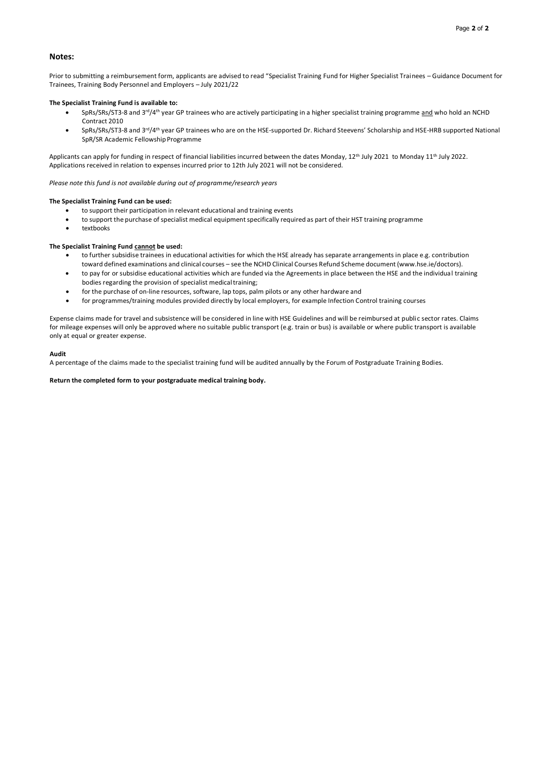## Notes:

Prior to submitting a reimbursement form, applicants are advised to read "Specialist Training Fund for Higher Specialist Trainees – Guidance Document for Trainees, Training Body Personnel and Employers – July 2021/22

**The Specialist Training Fund is available to:**

- SpRs/SRs/ST3-8 and 3rd/4th year GP trainees who are actively participating in a higher specialist training programme and who hold an NCHD Contract 2010
- SpRs/SRs/ST3-8 and 3rd/4th year GP trainees who are on the HSE-supported Dr. Richard Steevens' Scholarship and HSE-HRB supported National SpR/SR Academic Fellowship Programme

Applicants can apply for funding in respect of financial liabilities incurred between the dates Monday, 12th July 2021 to Monday 11th July 2022. Applications received in relation to expenses incurred prior to 12th July 2021 will not be considered.

*Please note this fund is not available during out of programme/research years*

**The Specialist Training Fund can be used:**

- to support their participation in relevant educational and training events
- to support the purchase of specialist medical equipment specifically required as part of their HST training programme
- textbooks

**The Specialist Training Fund cannot be used:**

- to further subsidise trainees in educational activities for which the HSE already has separate arrangements in place e.g. contribution toward defined examinations and clinical courses – see the NCHD Clinical Courses Refund Scheme document (www.hse.ie/doctors).
- to pay for or subsidise educational activities which are funded via the Agreements in place between the HSE and the individual training bodies regarding the provision of specialist medical training;
- for the purchase of on-line resources, software, lap tops, palm pilots or any other hardware and
- for programmes/training modules provided directly by local employers, for example Infection Control training courses

Expense claims made for travel and subsistence will be considered in line with HSE Guidelines and will be reimbursed at public sector rates. Claims for mileage expenses will only be approved where no suitable public transport (e.g. train or bus) is available or where public transport is available only at equal or greater expense.

**Audit**

A percentage of the claims made to the specialist training fund will be audited annually by the Forum of Postgraduate Training Bodies.

**Return the completed form to your postgraduate medical training body.**